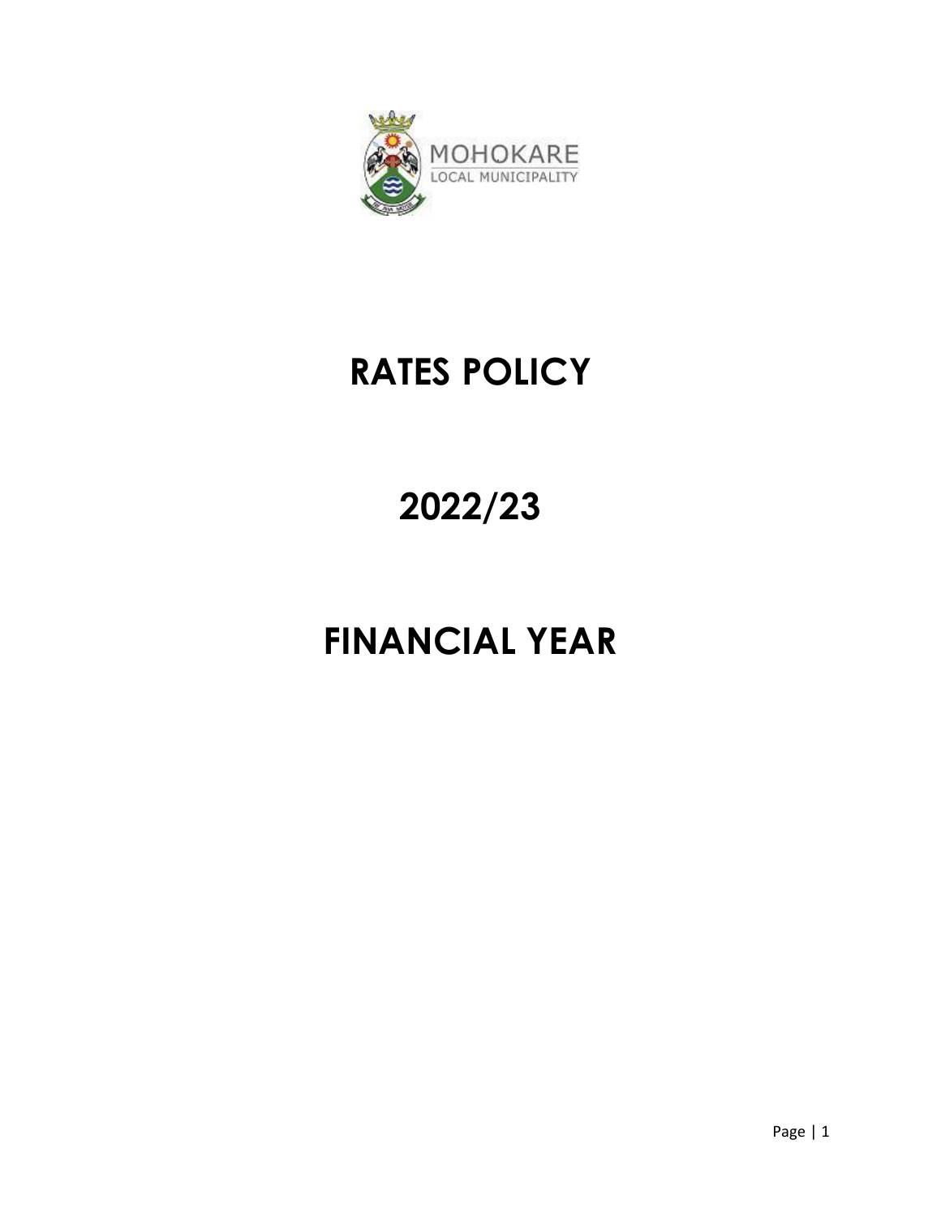MOHOKARE
LOCAL MUNICIPALITY

# RATES POLICY

# 2022/23

# FINANCIAL YEAR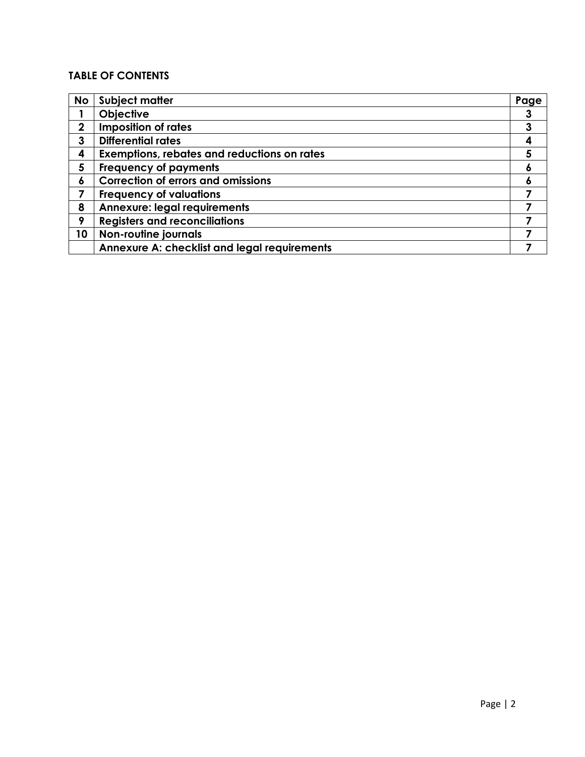**TABLE OF CONTENTS**

| No | Subject matter | Page |
|---|---|---|
| 1 | **Objective** | 3 |
| 2 | **Imposition of rates** | 3 |
| 3 | **Differential rates** | 4 |
| 4 | **Exemptions, rebates and reductions on rates** | 5 |
| 5 | **Frequency of payments** | 6 |
| 6 | **Correction of errors and omissions** | 6 |
| 7 | **Frequency of valuations** | 7 |
| 8 | **Annexure: legal requirements** | 7 |
| 9 | **Registers and reconciliations** | 7 |
| 10 | **Non-routine journals** | 7 |
| | **Annexure A: checklist and legal requirements** | 7 |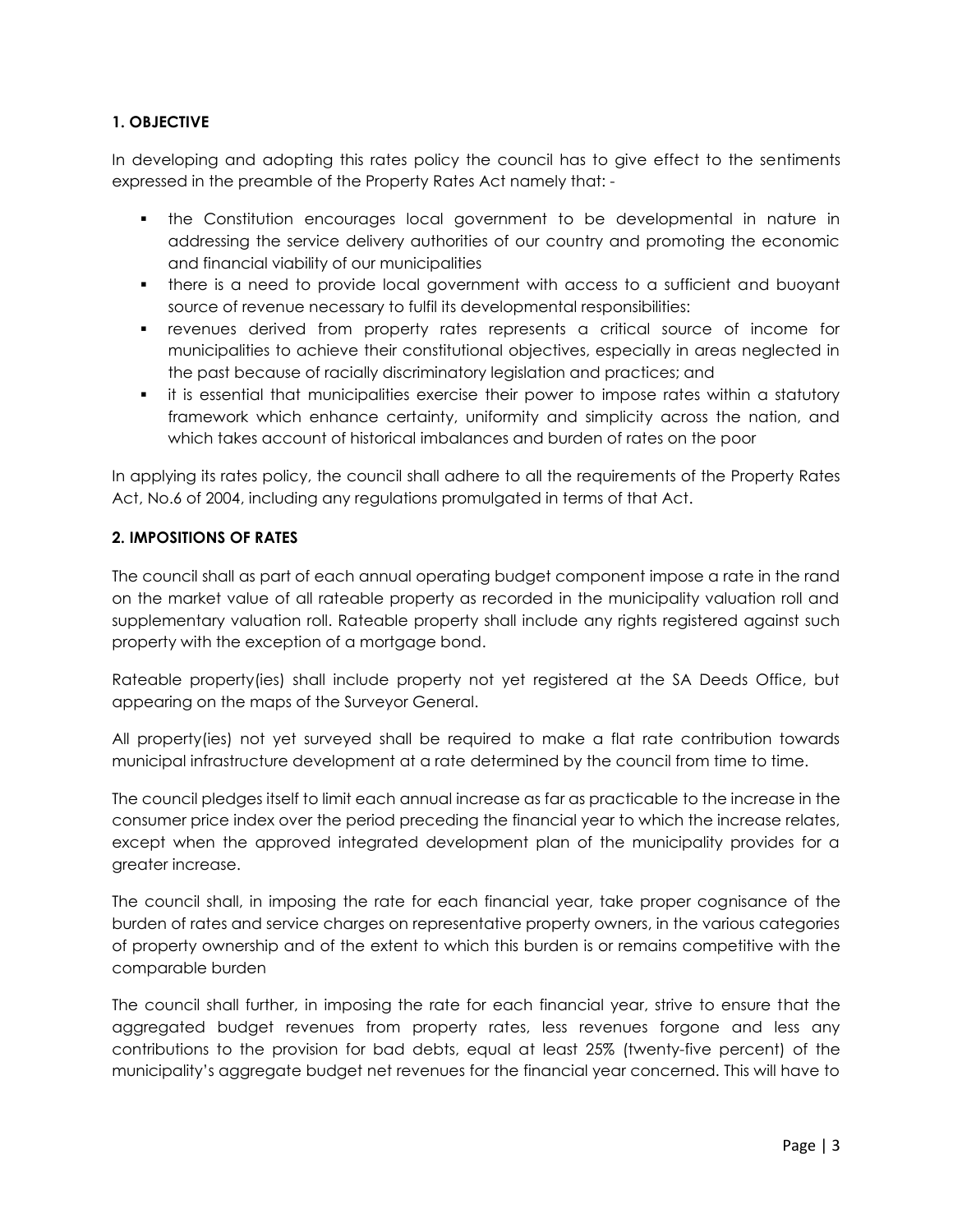## 1. OBJECTIVE

In developing and adopting this rates policy the council has to give effect to the sentiments expressed in the preamble of the Property Rates Act namely that: -

- the Constitution encourages local government to be developmental in nature in addressing the service delivery authorities of our country and promoting the economic and financial viability of our municipalities
- there is a need to provide local government with access to a sufficient and buoyant source of revenue necessary to fulfil its developmental responsibilities:
- revenues derived from property rates represents a critical source of income for municipalities to achieve their constitutional objectives, especially in areas neglected in the past because of racially discriminatory legislation and practices; and
- it is essential that municipalities exercise their power to impose rates within a statutory framework which enhance certainty, uniformity and simplicity across the nation, and which takes account of historical imbalances and burden of rates on the poor

In applying its rates policy, the council shall adhere to all the requirements of the Property Rates Act, No.6 of 2004, including any regulations promulgated in terms of that Act.

## 2. IMPOSITIONS OF RATES

The council shall as part of each annual operating budget component impose a rate in the rand on the market value of all rateable property as recorded in the municipality valuation roll and supplementary valuation roll. Rateable property shall include any rights registered against such property with the exception of a mortgage bond.

Rateable property(ies) shall include property not yet registered at the SA Deeds Office, but appearing on the maps of the Surveyor General.

All property(ies) not yet surveyed shall be required to make a flat rate contribution towards municipal infrastructure development at a rate determined by the council from time to time.

The council pledges itself to limit each annual increase as far as practicable to the increase in the consumer price index over the period preceding the financial year to which the increase relates, except when the approved integrated development plan of the municipality provides for a greater increase.

The council shall, in imposing the rate for each financial year, take proper cognisance of the burden of rates and service charges on representative property owners, in the various categories of property ownership and of the extent to which this burden is or remains competitive with the comparable burden

The council shall further, in imposing the rate for each financial year, strive to ensure that the aggregated budget revenues from property rates, less revenues forgone and less any contributions to the provision for bad debts, equal at least 25% (twenty-five percent) of the municipality's aggregate budget net revenues for the financial year concerned. This will have to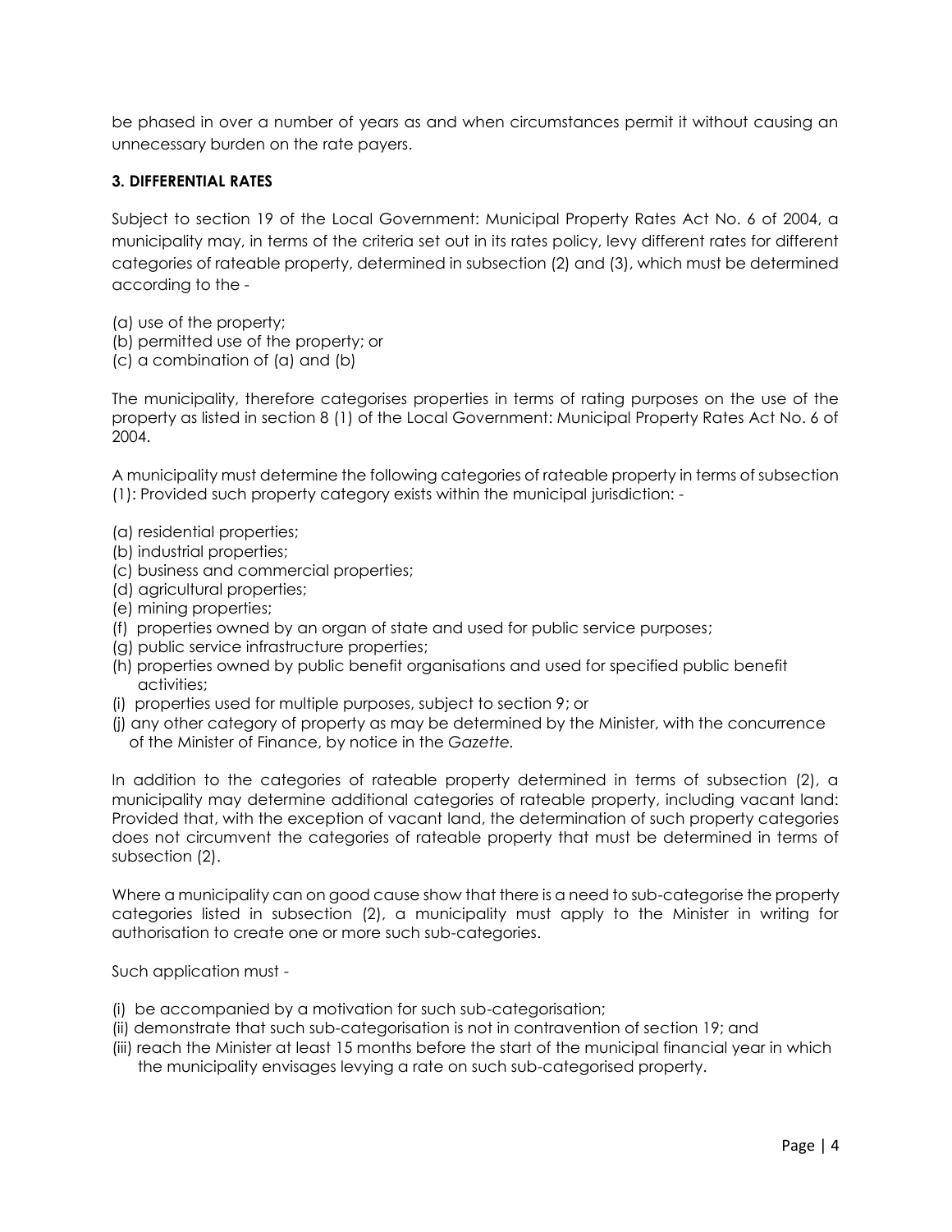be phased in over a number of years as and when circumstances permit it without causing an unnecessary burden on the rate payers.

### 3. DIFFERENTIAL RATES

Subject to section 19 of the Local Government: Municipal Property Rates Act No. 6 of 2004, a municipality may, in terms of the criteria set out in its rates policy, levy different rates for different categories of rateable property, determined in subsection (2) and (3), which must be determined according to the -

(a) use of the property;
(b) permitted use of the property; or
(c) a combination of (a) and (b)

The municipality, therefore categorises properties in terms of rating purposes on the use of the property as listed in section 8 (1) of the Local Government: Municipal Property Rates Act No. 6 of 2004.

A municipality must determine the following categories of rateable property in terms of subsection (1): Provided such property category exists within the municipal jurisdiction: -

(a) residential properties;
(b) industrial properties;
(c) business and commercial properties;
(d) agricultural properties;
(e) mining properties;
(f) properties owned by an organ of state and used for public service purposes;
(g) public service infrastructure properties;
(h) properties owned by public benefit organisations and used for specified public benefit activities;
(i) properties used for multiple purposes, subject to section 9; or
(j) any other category of property as may be determined by the Minister, with the concurrence of the Minister of Finance, by notice in the *Gazette.*

In addition to the categories of rateable property determined in terms of subsection (2), a municipality may determine additional categories of rateable property, including vacant land: Provided that, with the exception of vacant land, the determination of such property categories does not circumvent the categories of rateable property that must be determined in terms of subsection (2).

Where a municipality can on good cause show that there is a need to sub-categorise the property categories listed in subsection (2), a municipality must apply to the Minister in writing for authorisation to create one or more such sub-categories.

Such application must -

(i) be accompanied by a motivation for such sub-categorisation;
(ii) demonstrate that such sub-categorisation is not in contravention of section 19; and
(iii) reach the Minister at least 15 months before the start of the municipal financial year in which the municipality envisages levying a rate on such sub-categorised property.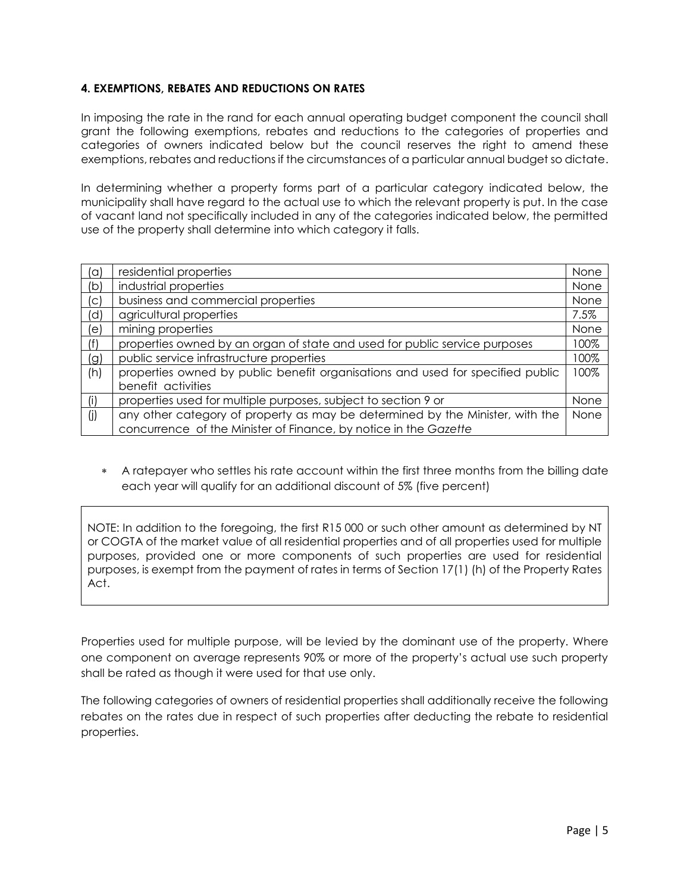### 4. EXEMPTIONS, REBATES AND REDUCTIONS ON RATES

In imposing the rate in the rand for each annual operating budget component the council shall grant the following exemptions, rebates and reductions to the categories of properties and categories of owners indicated below but the council reserves the right to amend these exemptions, rebates and reductions if the circumstances of a particular annual budget so dictate.

In determining whether a property forms part of a particular category indicated below, the municipality shall have regard to the actual use to which the relevant property is put. In the case of vacant land not specifically included in any of the categories indicated below, the permitted use of the property shall determine into which category it falls.

| | | |
|---|---|---|
| (a) | residential properties | None |
| (b) | industrial properties | None |
| (c) | business and commercial properties | None |
| (d) | agricultural properties | 7.5% |
| (e) | mining properties | None |
| (f) | properties owned by an organ of state and used for public service purposes | 100% |
| (g) | public service infrastructure properties | 100% |
| (h) | properties owned by public benefit organisations and used for specified public benefit activities | 100% |
| (i) | properties used for multiple purposes, subject to section 9 or | None |
| (j) | any other category of property as may be determined by the Minister, with the concurrence of the Minister of Finance, by notice in the *Gazette* | None |

- A ratepayer who settles his rate account within the first three months from the billing date each year will qualify for an additional discount of 5% (five percent)

NOTE: In addition to the foregoing, the first R15 000 or such other amount as determined by NT or COGTA of the market value of all residential properties and of all properties used for multiple purposes, provided one or more components of such properties are used for residential purposes, is exempt from the payment of rates in terms of Section 17(1) (h) of the Property Rates Act.

Properties used for multiple purpose, will be levied by the dominant use of the property. Where one component on average represents 90% or more of the property's actual use such property shall be rated as though it were used for that use only.

The following categories of owners of residential properties shall additionally receive the following rebates on the rates due in respect of such properties after deducting the rebate to residential properties.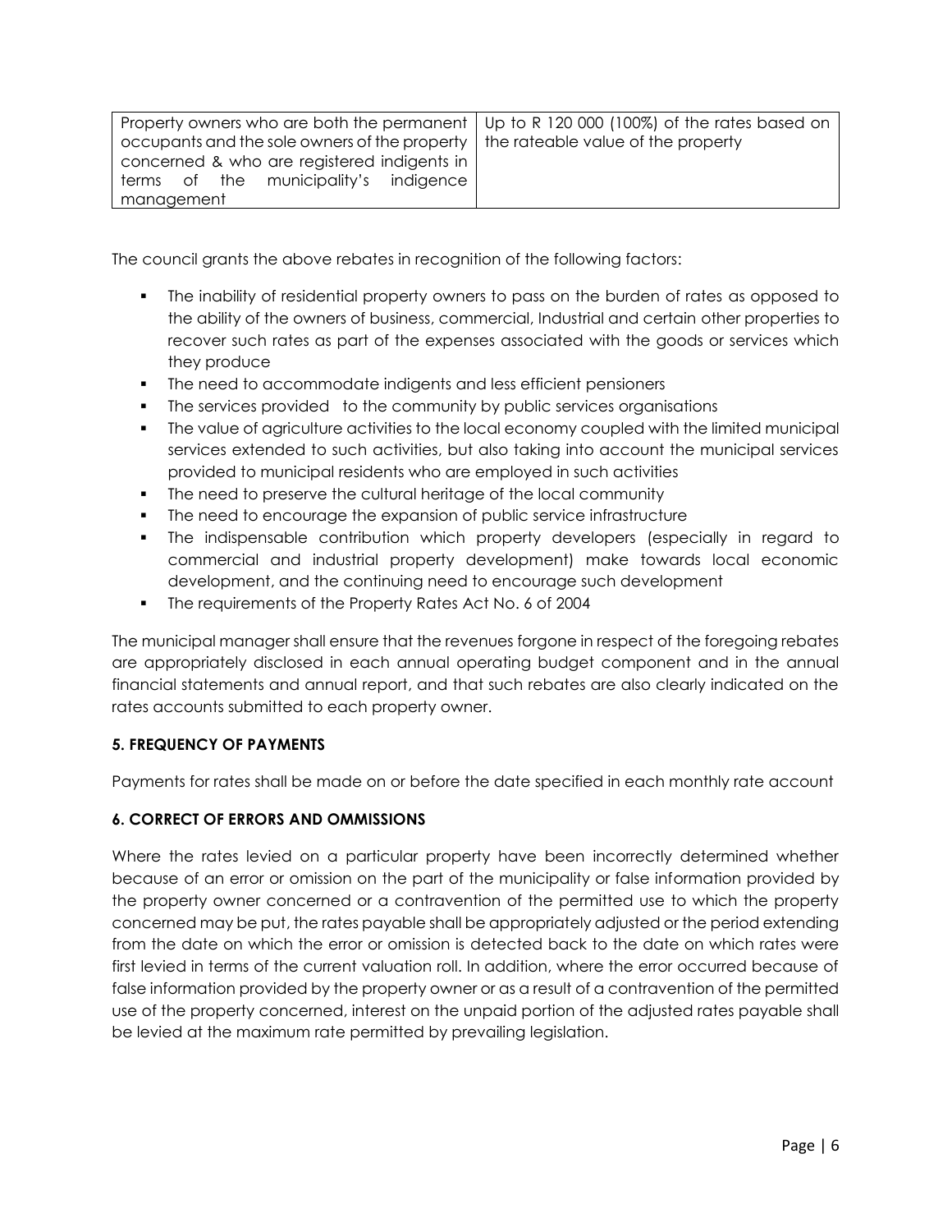| | |
|---|---|
| Property owners who are both the permanent occupants and the sole owners of the property concerned & who are registered indigents in terms of the municipality's indigence management | Up to R 120 000 (100%) of the rates based on the rateable value of the property |

The council grants the above rebates in recognition of the following factors:

- The inability of residential property owners to pass on the burden of rates as opposed to the ability of the owners of business, commercial, Industrial and certain other properties to recover such rates as part of the expenses associated with the goods or services which they produce
- The need to accommodate indigents and less efficient pensioners
- The services provided to the community by public services organisations
- The value of agriculture activities to the local economy coupled with the limited municipal services extended to such activities, but also taking into account the municipal services provided to municipal residents who are employed in such activities
- The need to preserve the cultural heritage of the local community
- The need to encourage the expansion of public service infrastructure
- The indispensable contribution which property developers (especially in regard to commercial and industrial property development) make towards local economic development, and the continuing need to encourage such development
- The requirements of the Property Rates Act No. 6 of 2004

The municipal manager shall ensure that the revenues forgone in respect of the foregoing rebates are appropriately disclosed in each annual operating budget component and in the annual financial statements and annual report, and that such rebates are also clearly indicated on the rates accounts submitted to each property owner.

**5. FREQUENCY OF PAYMENTS**

Payments for rates shall be made on or before the date specified in each monthly rate account

**6. CORRECT OF ERRORS AND OMMISSIONS**

Where the rates levied on a particular property have been incorrectly determined whether because of an error or omission on the part of the municipality or false information provided by the property owner concerned or a contravention of the permitted use to which the property concerned may be put, the rates payable shall be appropriately adjusted or the period extending from the date on which the error or omission is detected back to the date on which rates were first levied in terms of the current valuation roll. In addition, where the error occurred because of false information provided by the property owner or as a result of a contravention of the permitted use of the property concerned, interest on the unpaid portion of the adjusted rates payable shall be levied at the maximum rate permitted by prevailing legislation.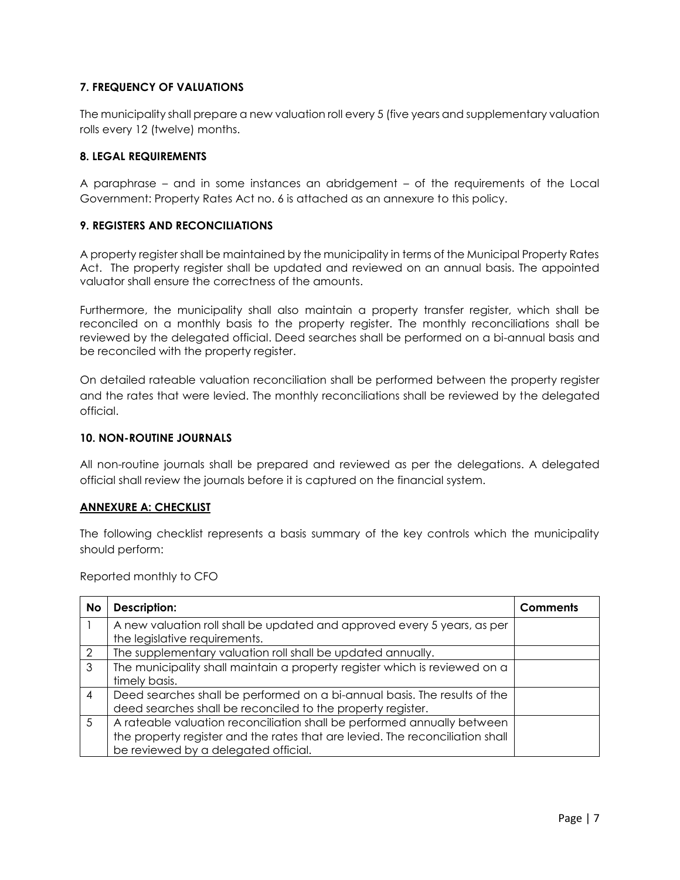### 7. FREQUENCY OF VALUATIONS

The municipality shall prepare a new valuation roll every 5 (five years and supplementary valuation rolls every 12 (twelve) months.

### 8. LEGAL REQUIREMENTS

A paraphrase – and in some instances an abridgement – of the requirements of the Local Government: Property Rates Act no. 6 is attached as an annexure to this policy.

### 9. REGISTERS AND RECONCILIATIONS

A property register shall be maintained by the municipality in terms of the Municipal Property Rates Act. The property register shall be updated and reviewed on an annual basis. The appointed valuator shall ensure the correctness of the amounts.

Furthermore, the municipality shall also maintain a property transfer register, which shall be reconciled on a monthly basis to the property register. The monthly reconciliations shall be reviewed by the delegated official. Deed searches shall be performed on a bi-annual basis and be reconciled with the property register.

On detailed rateable valuation reconciliation shall be performed between the property register and the rates that were levied. The monthly reconciliations shall be reviewed by the delegated official.

### 10. NON-ROUTINE JOURNALS

All non-routine journals shall be prepared and reviewed as per the delegations. A delegated official shall review the journals before it is captured on the financial system.

### ANNEXURE A: CHECKLIST

The following checklist represents a basis summary of the key controls which the municipality should perform:

Reported monthly to CFO

| No | Description: | Comments |
|---|---|---|
| 1 | A new valuation roll shall be updated and approved every 5 years, as per the legislative requirements. | |
| 2 | The supplementary valuation roll shall be updated annually. | |
| 3 | The municipality shall maintain a property register which is reviewed on a timely basis. | |
| 4 | Deed searches shall be performed on a bi-annual basis. The results of the deed searches shall be reconciled to the property register. | |
| 5 | A rateable valuation reconciliation shall be performed annually between the property register and the rates that are levied. The reconciliation shall be reviewed by a delegated official. | |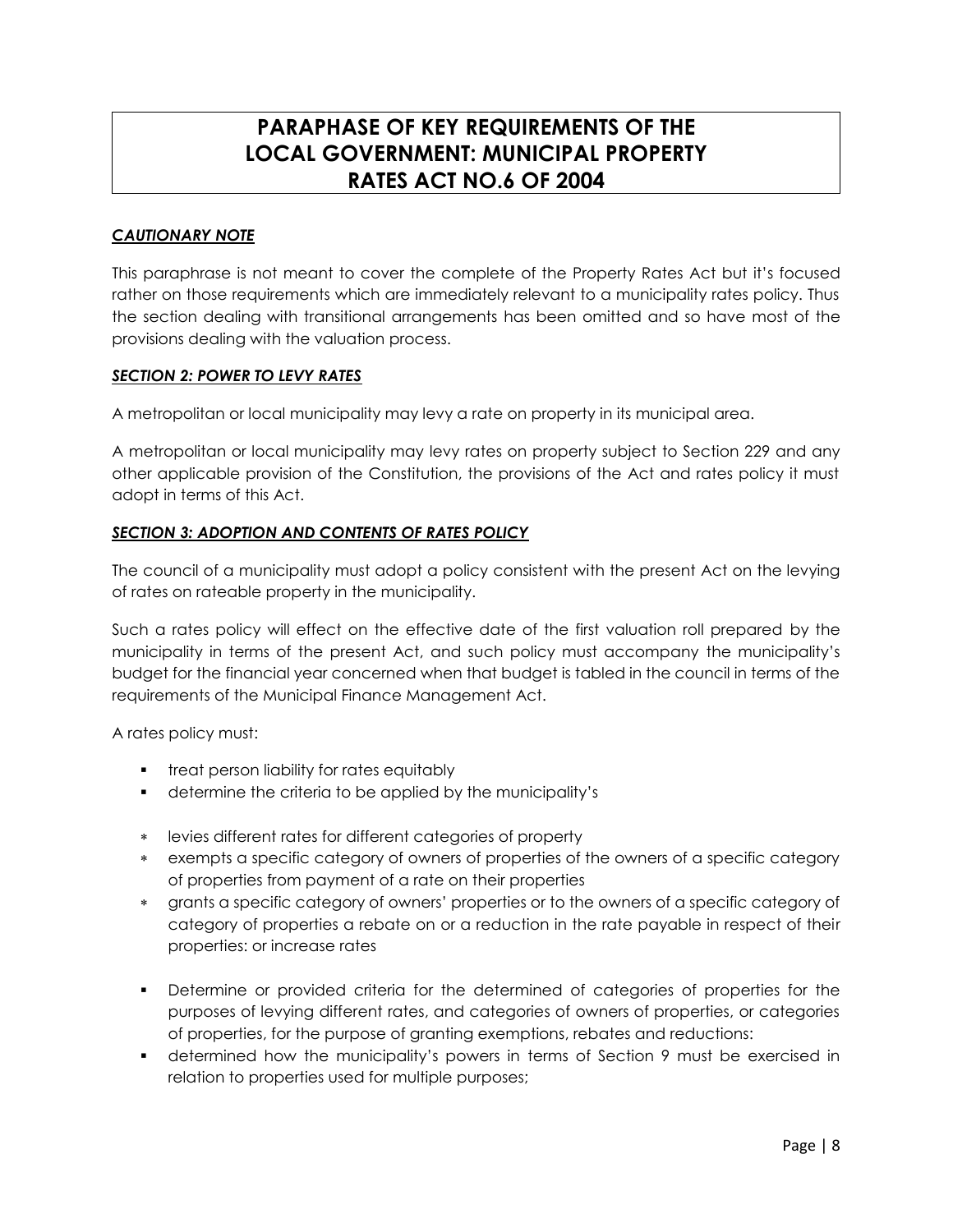# PARAPHASE OF KEY REQUIREMENTS OF THE LOCAL GOVERNMENT: MUNICIPAL PROPERTY RATES ACT NO.6 OF 2004

***CAUTIONARY NOTE***

This paraphrase is not meant to cover the complete of the Property Rates Act but it's focused rather on those requirements which are immediately relevant to a municipality rates policy. Thus the section dealing with transitional arrangements has been omitted and so have most of the provisions dealing with the valuation process.

***SECTION 2: POWER TO LEVY RATES***

A metropolitan or local municipality may levy a rate on property in its municipal area.

A metropolitan or local municipality may levy rates on property subject to Section 229 and any other applicable provision of the Constitution, the provisions of the Act and rates policy it must adopt in terms of this Act.

***SECTION 3: ADOPTION AND CONTENTS OF RATES POLICY***

The council of a municipality must adopt a policy consistent with the present Act on the levying of rates on rateable property in the municipality.

Such a rates policy will effect on the effective date of the first valuation roll prepared by the municipality in terms of the present Act, and such policy must accompany the municipality's budget for the financial year concerned when that budget is tabled in the council in terms of the requirements of the Municipal Finance Management Act.

A rates policy must:

- treat person liability for rates equitably
- determine the criteria to be applied by the municipality's
  - levies different rates for different categories of property
  - exempts a specific category of owners of properties of the owners of a specific category of properties from payment of a rate on their properties
  - grants a specific category of owners' properties or to the owners of a specific category of category of properties a rebate on or a reduction in the rate payable in respect of their properties: or increase rates
- Determine or provided criteria for the determined of categories of properties for the purposes of levying different rates, and categories of owners of properties, or categories of properties, for the purpose of granting exemptions, rebates and reductions:
- determined how the municipality's powers in terms of Section 9 must be exercised in relation to properties used for multiple purposes;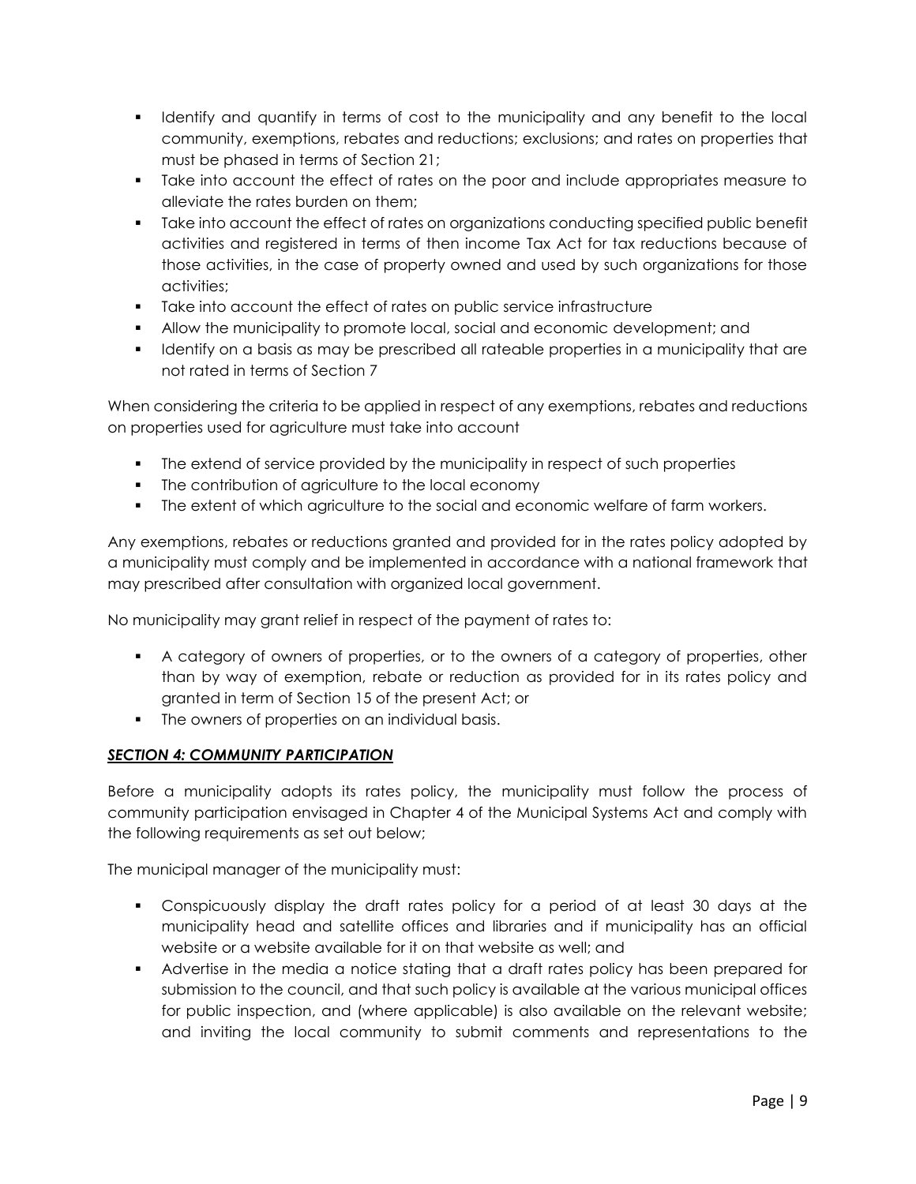- Identify and quantify in terms of cost to the municipality and any benefit to the local community, exemptions, rebates and reductions; exclusions; and rates on properties that must be phased in terms of Section 21;
- Take into account the effect of rates on the poor and include appropriates measure to alleviate the rates burden on them;
- Take into account the effect of rates on organizations conducting specified public benefit activities and registered in terms of then income Tax Act for tax reductions because of those activities, in the case of property owned and used by such organizations for those activities;
- Take into account the effect of rates on public service infrastructure
- Allow the municipality to promote local, social and economic development; and
- Identify on a basis as may be prescribed all rateable properties in a municipality that are not rated in terms of Section 7

When considering the criteria to be applied in respect of any exemptions, rebates and reductions on properties used for agriculture must take into account

- The extend of service provided by the municipality in respect of such properties
- The contribution of agriculture to the local economy
- The extent of which agriculture to the social and economic welfare of farm workers.

Any exemptions, rebates or reductions granted and provided for in the rates policy adopted by a municipality must comply and be implemented in accordance with a national framework that may prescribed after consultation with organized local government.

No municipality may grant relief in respect of the payment of rates to:

- A category of owners of properties, or to the owners of a category of properties, other than by way of exemption, rebate or reduction as provided for in its rates policy and granted in term of Section 15 of the present Act; or
- The owners of properties on an individual basis.

***<u>SECTION 4: COMMUNITY PARTICIPATION</u>***

Before a municipality adopts its rates policy, the municipality must follow the process of community participation envisaged in Chapter 4 of the Municipal Systems Act and comply with the following requirements as set out below;

The municipal manager of the municipality must:

- Conspicuously display the draft rates policy for a period of at least 30 days at the municipality head and satellite offices and libraries and if municipality has an official website or a website available for it on that website as well; and
- Advertise in the media a notice stating that a draft rates policy has been prepared for submission to the council, and that such policy is available at the various municipal offices for public inspection, and (where applicable) is also available on the relevant website; and inviting the local community to submit comments and representations to the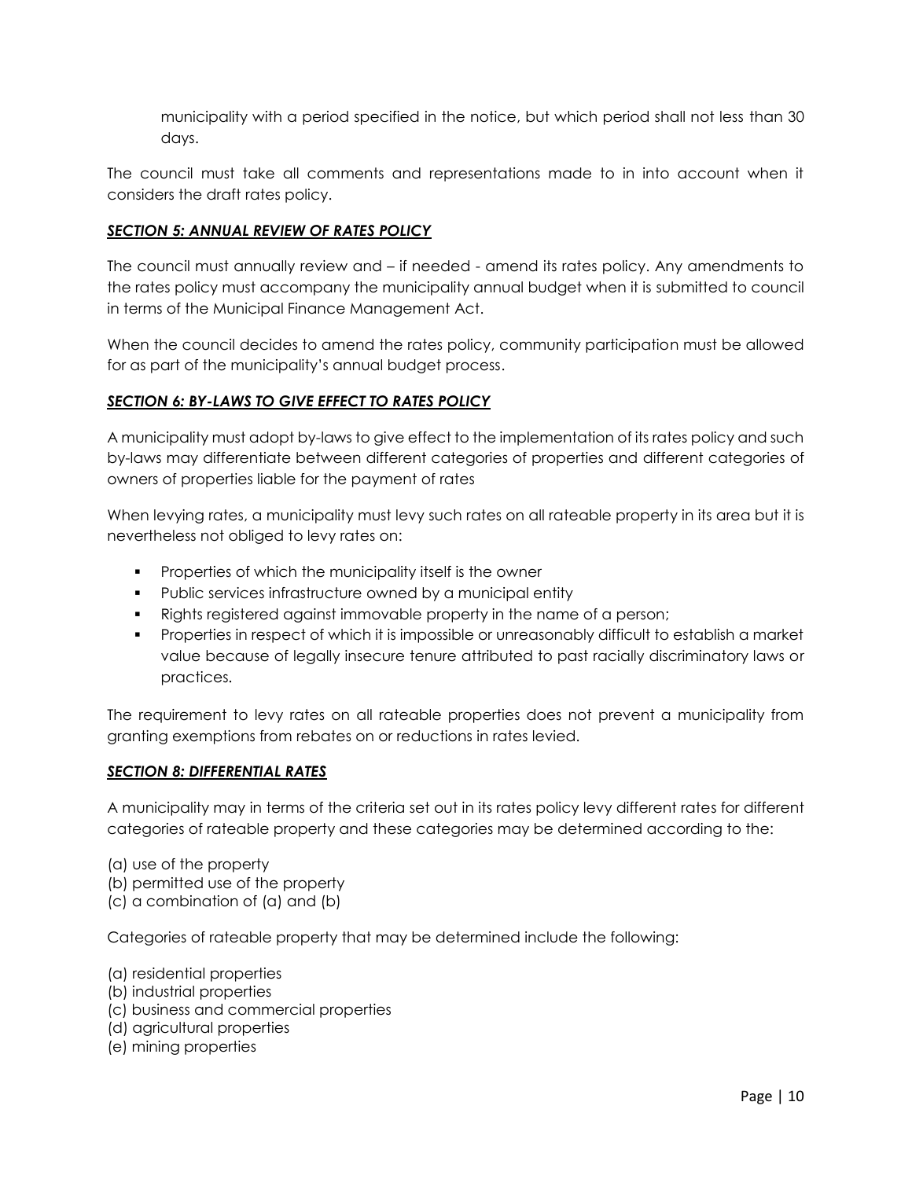municipality with a period specified in the notice, but which period shall not less than 30 days.

The council must take all comments and representations made to in into account when it considers the draft rates policy.

***SECTION 5: ANNUAL REVIEW OF RATES POLICY***

The council must annually review and – if needed - amend its rates policy. Any amendments to the rates policy must accompany the municipality annual budget when it is submitted to council in terms of the Municipal Finance Management Act.

When the council decides to amend the rates policy, community participation must be allowed for as part of the municipality's annual budget process.

***SECTION 6: BY-LAWS TO GIVE EFFECT TO RATES POLICY***

A municipality must adopt by-laws to give effect to the implementation of its rates policy and such by-laws may differentiate between different categories of properties and different categories of owners of properties liable for the payment of rates

When levying rates, a municipality must levy such rates on all rateable property in its area but it is nevertheless not obliged to levy rates on:

- Properties of which the municipality itself is the owner
- Public services infrastructure owned by a municipal entity
- Rights registered against immovable property in the name of a person;
- Properties in respect of which it is impossible or unreasonably difficult to establish a market value because of legally insecure tenure attributed to past racially discriminatory laws or practices.

The requirement to levy rates on all rateable properties does not prevent a municipality from granting exemptions from rebates on or reductions in rates levied.

***SECTION 8: DIFFERENTIAL RATES***

A municipality may in terms of the criteria set out in its rates policy levy different rates for different categories of rateable property and these categories may be determined according to the:

(a) use of the property
(b) permitted use of the property
(c) a combination of (a) and (b)

Categories of rateable property that may be determined include the following:

(a) residential properties
(b) industrial properties
(c) business and commercial properties
(d) agricultural properties
(e) mining properties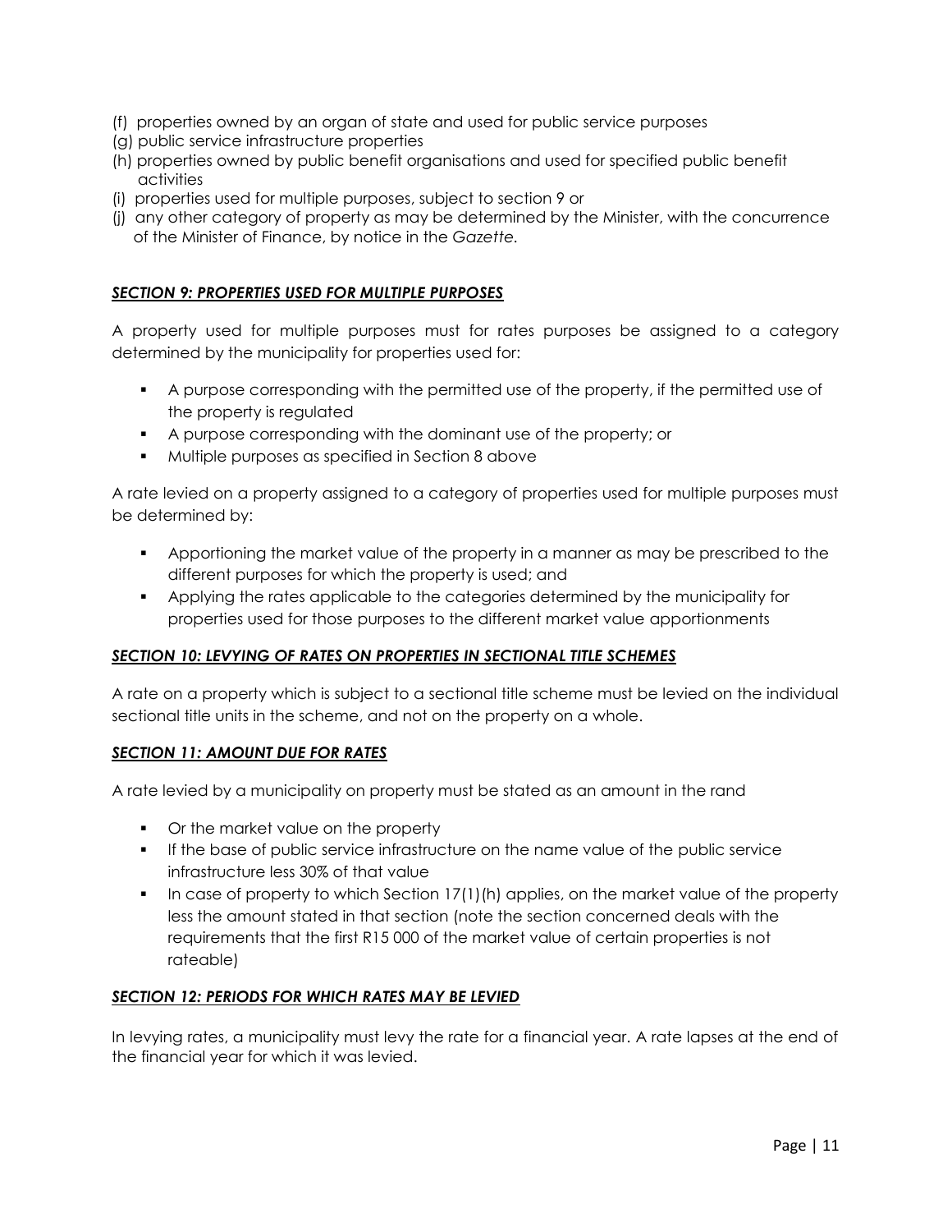(f) properties owned by an organ of state and used for public service purposes
(g) public service infrastructure properties
(h) properties owned by public benefit organisations and used for specified public benefit activities
(i) properties used for multiple purposes, subject to section 9 or
(j) any other category of property as may be determined by the Minister, with the concurrence of the Minister of Finance, by notice in the *Gazette.*

### ***SECTION 9: PROPERTIES USED FOR MULTIPLE PURPOSES***

A property used for multiple purposes must for rates purposes be assigned to a category determined by the municipality for properties used for:

- A purpose corresponding with the permitted use of the property, if the permitted use of the property is regulated
- A purpose corresponding with the dominant use of the property; or
- Multiple purposes as specified in Section 8 above

A rate levied on a property assigned to a category of properties used for multiple purposes must be determined by:

- Apportioning the market value of the property in a manner as may be prescribed to the different purposes for which the property is used; and
- Applying the rates applicable to the categories determined by the municipality for properties used for those purposes to the different market value apportionments

### ***SECTION 10: LEVYING OF RATES ON PROPERTIES IN SECTIONAL TITLE SCHEMES***

A rate on a property which is subject to a sectional title scheme must be levied on the individual sectional title units in the scheme, and not on the property on a whole.

### ***SECTION 11: AMOUNT DUE FOR RATES***

A rate levied by a municipality on property must be stated as an amount in the rand

- Or the market value on the property
- If the base of public service infrastructure on the name value of the public service infrastructure less 30% of that value
- In case of property to which Section 17(1)(h) applies, on the market value of the property less the amount stated in that section (note the section concerned deals with the requirements that the first R15 000 of the market value of certain properties is not rateable)

### ***SECTION 12: PERIODS FOR WHICH RATES MAY BE LEVIED***

In levying rates, a municipality must levy the rate for a financial year. A rate lapses at the end of the financial year for which it was levied.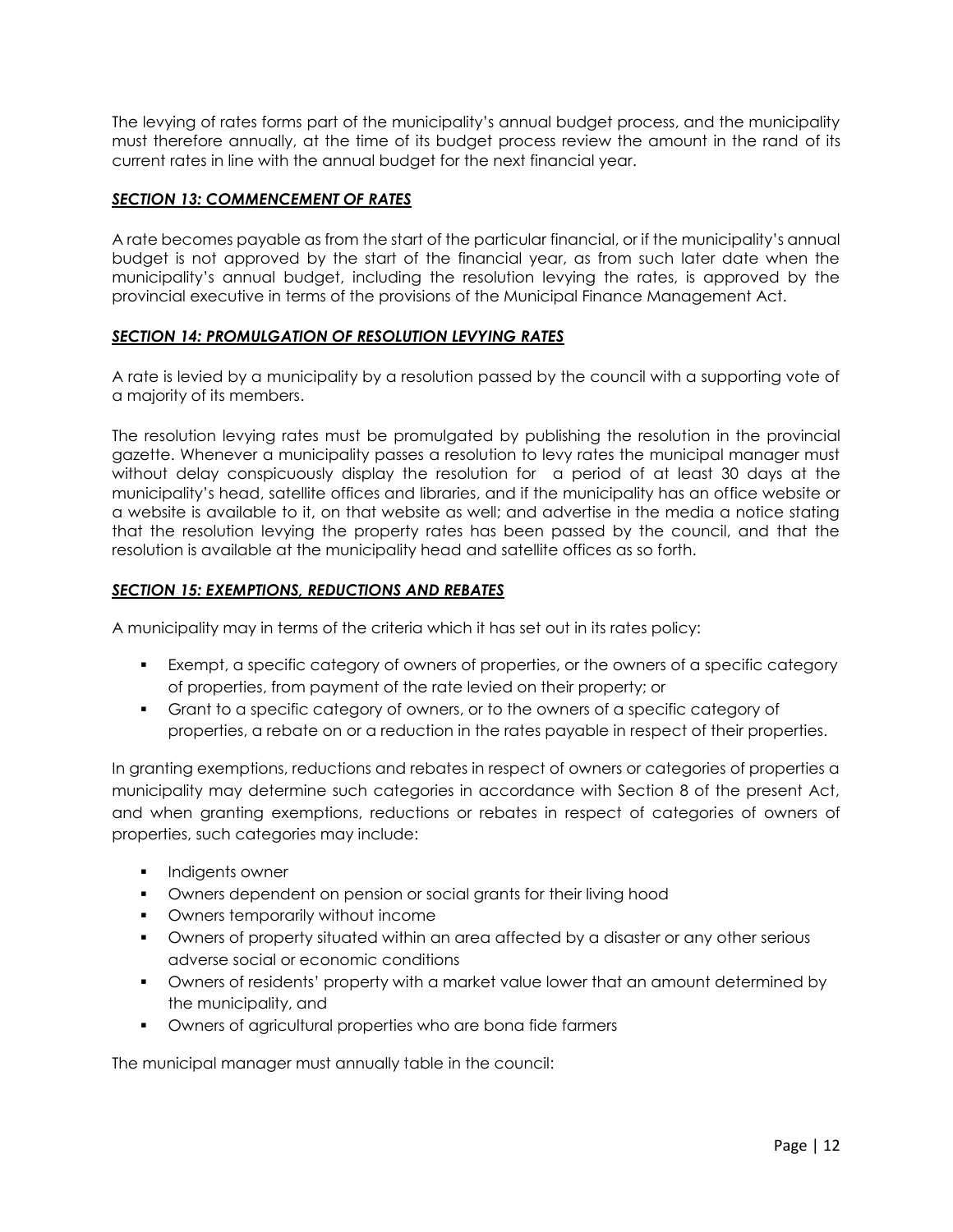The levying of rates forms part of the municipality's annual budget process, and the municipality must therefore annually, at the time of its budget process review the amount in the rand of its current rates in line with the annual budget for the next financial year.

### ***SECTION 13: COMMENCEMENT OF RATES***

A rate becomes payable as from the start of the particular financial, or if the municipality's annual budget is not approved by the start of the financial year, as from such later date when the municipality's annual budget, including the resolution levying the rates, is approved by the provincial executive in terms of the provisions of the Municipal Finance Management Act.

### ***SECTION 14: PROMULGATION OF RESOLUTION LEVYING RATES***

A rate is levied by a municipality by a resolution passed by the council with a supporting vote of a majority of its members.

The resolution levying rates must be promulgated by publishing the resolution in the provincial gazette. Whenever a municipality passes a resolution to levy rates the municipal manager must without delay conspicuously display the resolution for a period of at least 30 days at the municipality's head, satellite offices and libraries, and if the municipality has an office website or a website is available to it, on that website as well; and advertise in the media a notice stating that the resolution levying the property rates has been passed by the council, and that the resolution is available at the municipality head and satellite offices as so forth.

### ***SECTION 15: EXEMPTIONS, REDUCTIONS AND REBATES***

A municipality may in terms of the criteria which it has set out in its rates policy:

- Exempt, a specific category of owners of properties, or the owners of a specific category of properties, from payment of the rate levied on their property; or
- Grant to a specific category of owners, or to the owners of a specific category of properties, a rebate on or a reduction in the rates payable in respect of their properties.

In granting exemptions, reductions and rebates in respect of owners or categories of properties a municipality may determine such categories in accordance with Section 8 of the present Act, and when granting exemptions, reductions or rebates in respect of categories of owners of properties, such categories may include:

- Indigents owner
- Owners dependent on pension or social grants for their living hood
- Owners temporarily without income
- Owners of property situated within an area affected by a disaster or any other serious adverse social or economic conditions
- Owners of residents' property with a market value lower that an amount determined by the municipality, and
- Owners of agricultural properties who are bona fide farmers

The municipal manager must annually table in the council: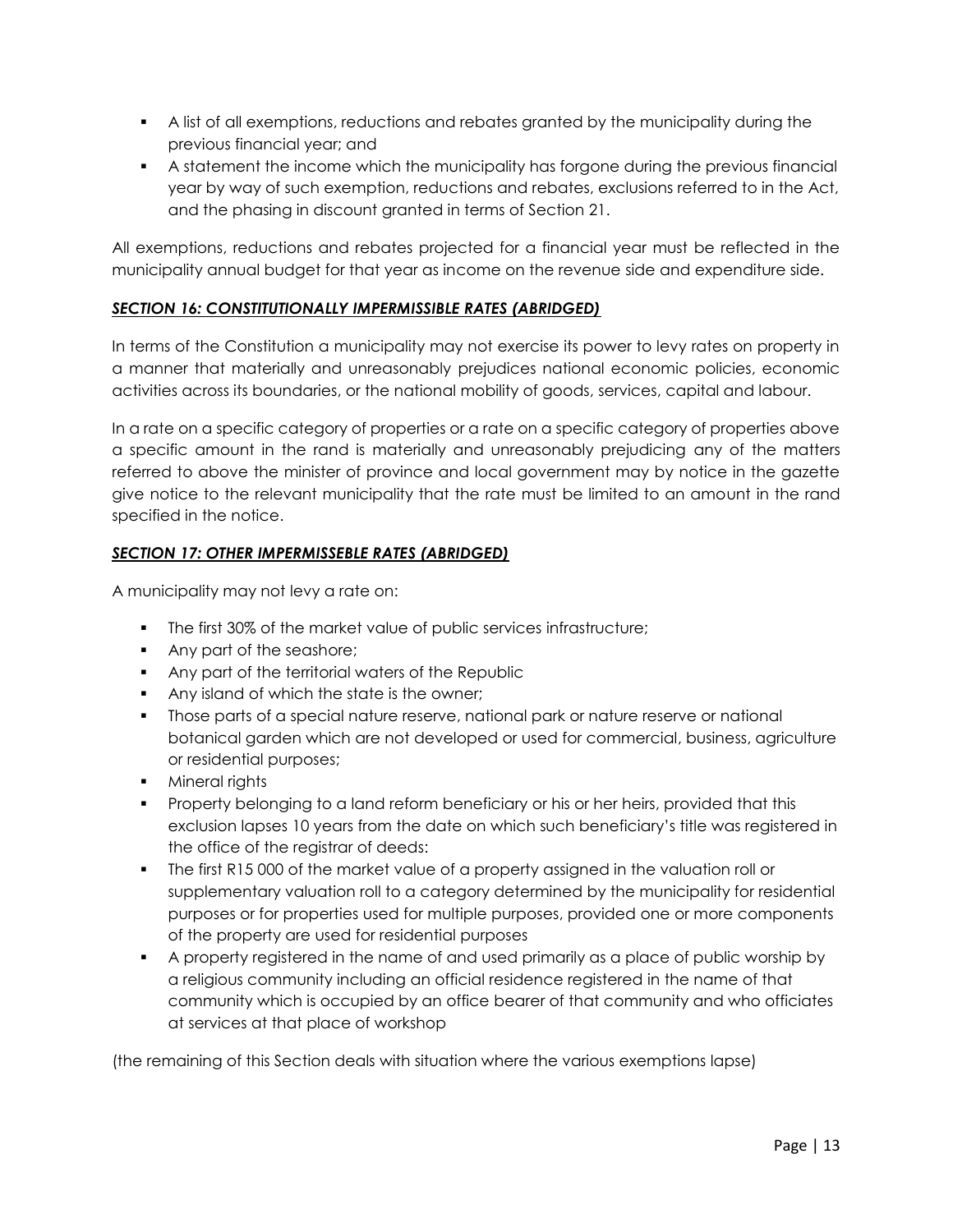- A list of all exemptions, reductions and rebates granted by the municipality during the previous financial year; and
- A statement the income which the municipality has forgone during the previous financial year by way of such exemption, reductions and rebates, exclusions referred to in the Act, and the phasing in discount granted in terms of Section 21.

All exemptions, reductions and rebates projected for a financial year must be reflected in the municipality annual budget for that year as income on the revenue side and expenditure side.

***SECTION 16: CONSTITUTIONALLY IMPERMISSIBLE RATES (ABRIDGED)***

In terms of the Constitution a municipality may not exercise its power to levy rates on property in a manner that materially and unreasonably prejudices national economic policies, economic activities across its boundaries, or the national mobility of goods, services, capital and labour.

In a rate on a specific category of properties or a rate on a specific category of properties above a specific amount in the rand is materially and unreasonably prejudicing any of the matters referred to above the minister of province and local government may by notice in the gazette give notice to the relevant municipality that the rate must be limited to an amount in the rand specified in the notice.

***SECTION 17: OTHER IMPERMISSEBLE RATES (ABRIDGED)***

A municipality may not levy a rate on:

- The first 30% of the market value of public services infrastructure;
- Any part of the seashore;
- Any part of the territorial waters of the Republic
- Any island of which the state is the owner;
- Those parts of a special nature reserve, national park or nature reserve or national botanical garden which are not developed or used for commercial, business, agriculture or residential purposes;
- Mineral rights
- Property belonging to a land reform beneficiary or his or her heirs, provided that this exclusion lapses 10 years from the date on which such beneficiary's title was registered in the office of the registrar of deeds:
- The first R15 000 of the market value of a property assigned in the valuation roll or supplementary valuation roll to a category determined by the municipality for residential purposes or for properties used for multiple purposes, provided one or more components of the property are used for residential purposes
- A property registered in the name of and used primarily as a place of public worship by a religious community including an official residence registered in the name of that community which is occupied by an office bearer of that community and who officiates at services at that place of workshop

(the remaining of this Section deals with situation where the various exemptions lapse)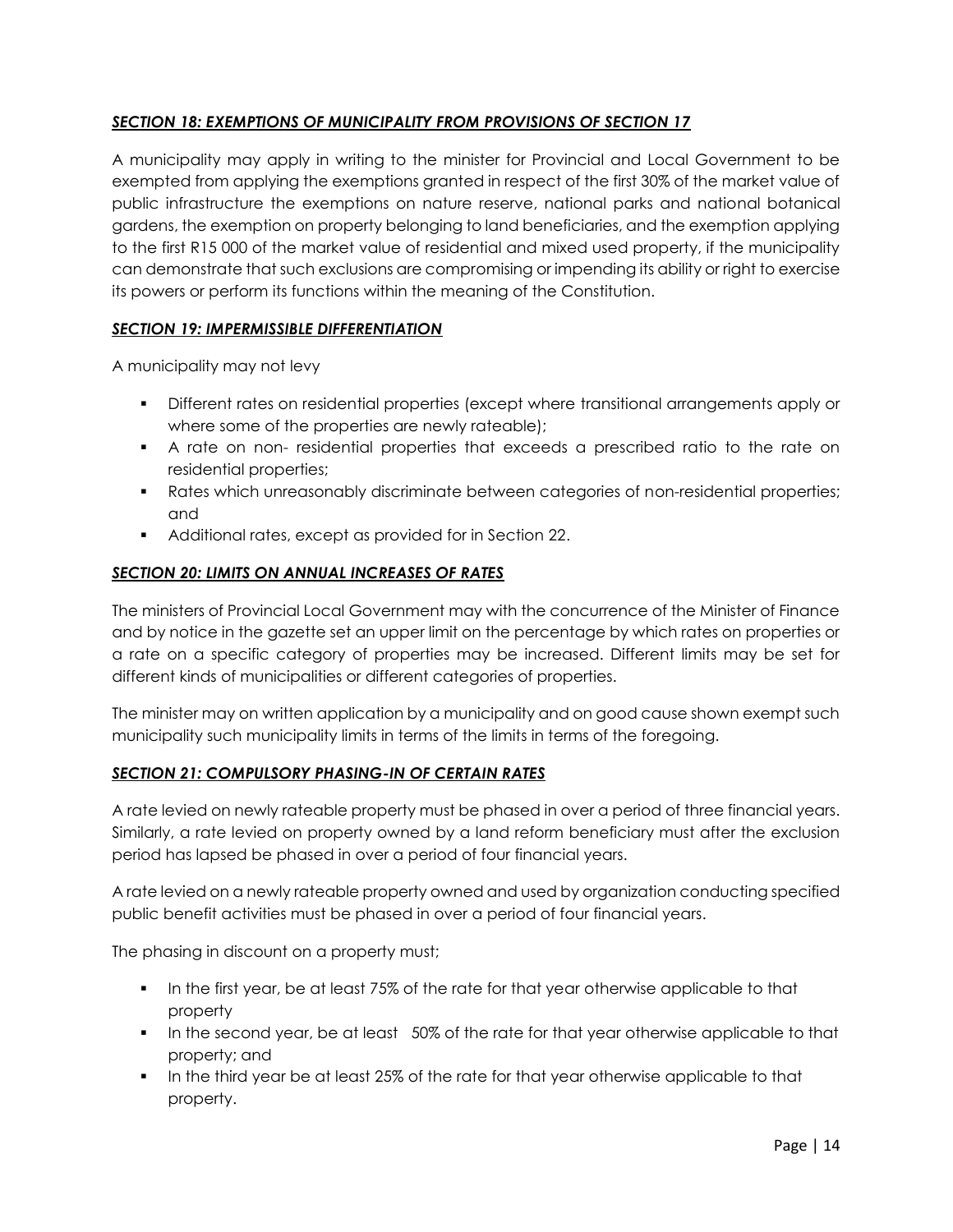***SECTION 18: EXEMPTIONS OF MUNICIPALITY FROM PROVISIONS OF SECTION 17***

A municipality may apply in writing to the minister for Provincial and Local Government to be exempted from applying the exemptions granted in respect of the first 30% of the market value of public infrastructure the exemptions on nature reserve, national parks and national botanical gardens, the exemption on property belonging to land beneficiaries, and the exemption applying to the first R15 000 of the market value of residential and mixed used property, if the municipality can demonstrate that such exclusions are compromising or impending its ability or right to exercise its powers or perform its functions within the meaning of the Constitution.

***SECTION 19: IMPERMISSIBLE DIFFERENTIATION***

A municipality may not levy

- Different rates on residential properties (except where transitional arrangements apply or where some of the properties are newly rateable);
- A rate on non- residential properties that exceeds a prescribed ratio to the rate on residential properties;
- Rates which unreasonably discriminate between categories of non-residential properties; and
- Additional rates, except as provided for in Section 22.

***SECTION 20: LIMITS ON ANNUAL INCREASES OF RATES***

The ministers of Provincial Local Government may with the concurrence of the Minister of Finance and by notice in the gazette set an upper limit on the percentage by which rates on properties or a rate on a specific category of properties may be increased. Different limits may be set for different kinds of municipalities or different categories of properties.

The minister may on written application by a municipality and on good cause shown exempt such municipality such municipality limits in terms of the limits in terms of the foregoing.

***SECTION 21: COMPULSORY PHASING-IN OF CERTAIN RATES***

A rate levied on newly rateable property must be phased in over a period of three financial years. Similarly, a rate levied on property owned by a land reform beneficiary must after the exclusion period has lapsed be phased in over a period of four financial years.

A rate levied on a newly rateable property owned and used by organization conducting specified public benefit activities must be phased in over a period of four financial years.

The phasing in discount on a property must;

- In the first year, be at least 75% of the rate for that year otherwise applicable to that property
- In the second year, be at least 50% of the rate for that year otherwise applicable to that property; and
- In the third year be at least 25% of the rate for that year otherwise applicable to that property.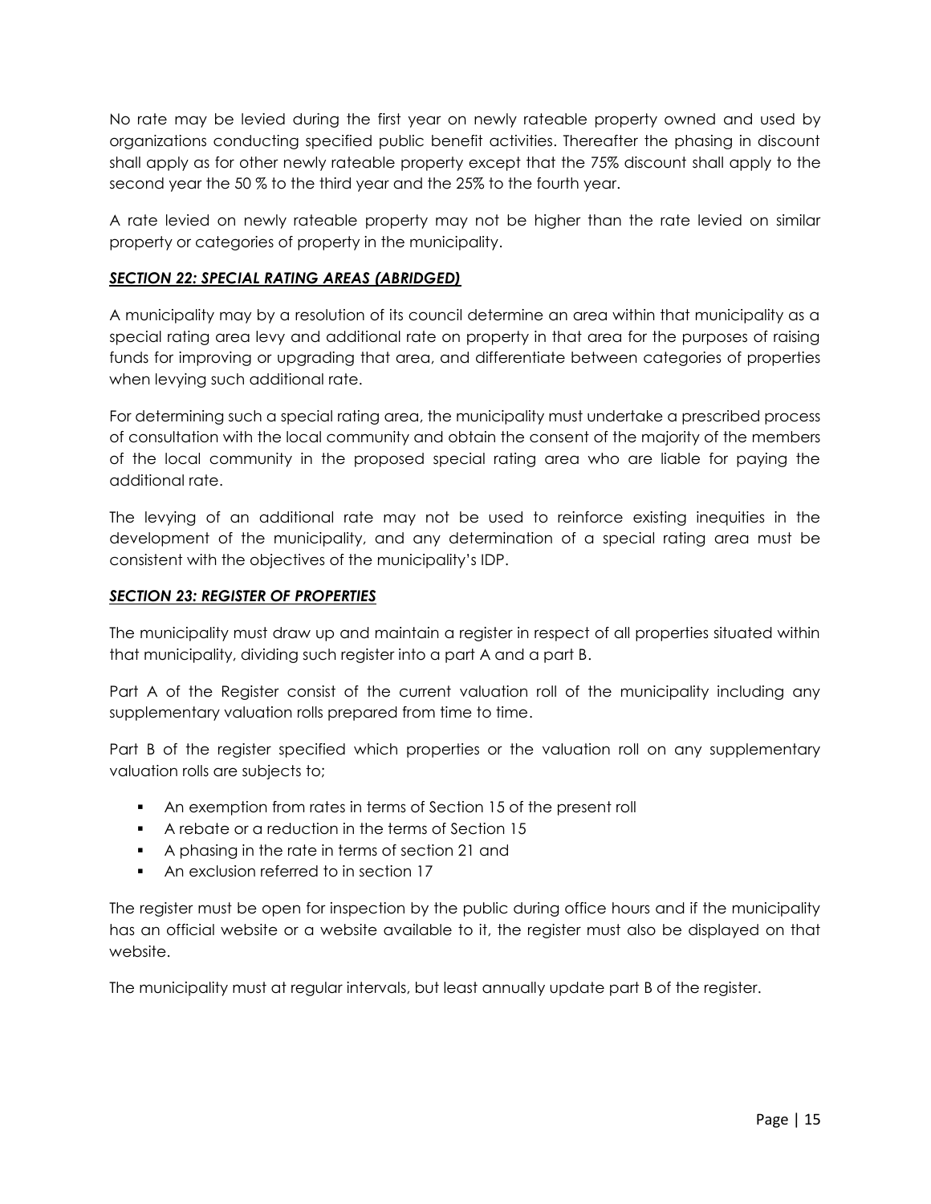No rate may be levied during the first year on newly rateable property owned and used by organizations conducting specified public benefit activities. Thereafter the phasing in discount shall apply as for other newly rateable property except that the 75% discount shall apply to the second year the 50 % to the third year and the 25% to the fourth year.

A rate levied on newly rateable property may not be higher than the rate levied on similar property or categories of property in the municipality.

***SECTION 22: SPECIAL RATING AREAS (ABRIDGED)***

A municipality may by a resolution of its council determine an area within that municipality as a special rating area levy and additional rate on property in that area for the purposes of raising funds for improving or upgrading that area, and differentiate between categories of properties when levying such additional rate.

For determining such a special rating area, the municipality must undertake a prescribed process of consultation with the local community and obtain the consent of the majority of the members of the local community in the proposed special rating area who are liable for paying the additional rate.

The levying of an additional rate may not be used to reinforce existing inequities in the development of the municipality, and any determination of a special rating area must be consistent with the objectives of the municipality's IDP.

***SECTION 23: REGISTER OF PROPERTIES***

The municipality must draw up and maintain a register in respect of all properties situated within that municipality, dividing such register into a part A and a part B.

Part A of the Register consist of the current valuation roll of the municipality including any supplementary valuation rolls prepared from time to time.

Part B of the register specified which properties or the valuation roll on any supplementary valuation rolls are subjects to;

- An exemption from rates in terms of Section 15 of the present roll
- A rebate or a reduction in the terms of Section 15
- A phasing in the rate in terms of section 21 and
- An exclusion referred to in section 17

The register must be open for inspection by the public during office hours and if the municipality has an official website or a website available to it, the register must also be displayed on that website.

The municipality must at regular intervals, but least annually update part B of the register.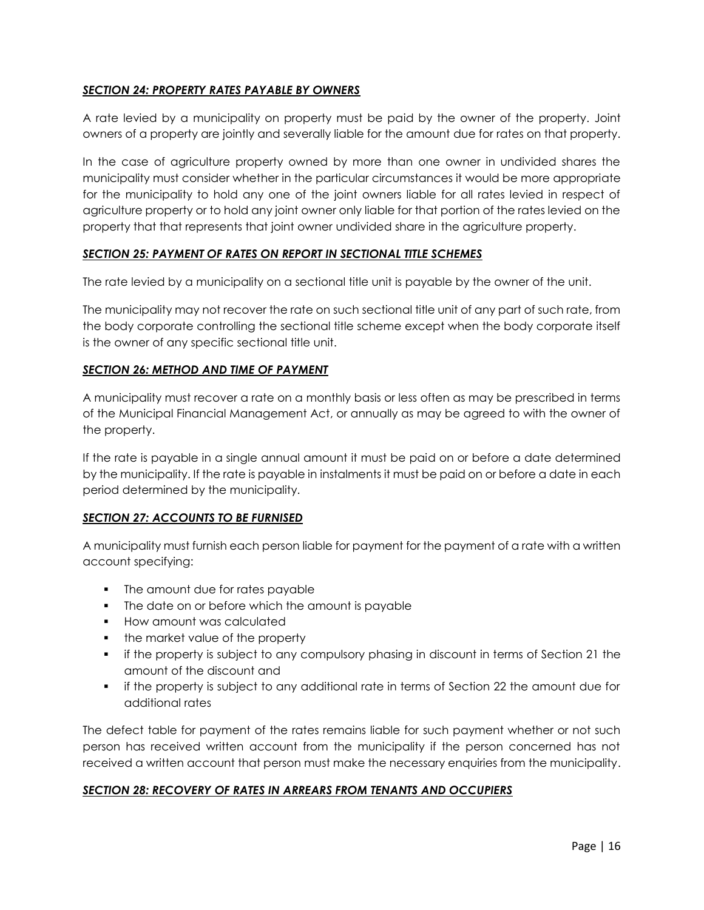***SECTION 24: PROPERTY RATES PAYABLE BY OWNERS***

A rate levied by a municipality on property must be paid by the owner of the property. Joint owners of a property are jointly and severally liable for the amount due for rates on that property.

In the case of agriculture property owned by more than one owner in undivided shares the municipality must consider whether in the particular circumstances it would be more appropriate for the municipality to hold any one of the joint owners liable for all rates levied in respect of agriculture property or to hold any joint owner only liable for that portion of the rates levied on the property that that represents that joint owner undivided share in the agriculture property.

***SECTION 25: PAYMENT OF RATES ON REPORT IN SECTIONAL TITLE SCHEMES***

The rate levied by a municipality on a sectional title unit is payable by the owner of the unit.

The municipality may not recover the rate on such sectional title unit of any part of such rate, from the body corporate controlling the sectional title scheme except when the body corporate itself is the owner of any specific sectional title unit.

***SECTION 26: METHOD AND TIME OF PAYMENT***

A municipality must recover a rate on a monthly basis or less often as may be prescribed in terms of the Municipal Financial Management Act, or annually as may be agreed to with the owner of the property.

If the rate is payable in a single annual amount it must be paid on or before a date determined by the municipality. If the rate is payable in instalments it must be paid on or before a date in each period determined by the municipality.

***SECTION 27: ACCOUNTS TO BE FURNISHED***

A municipality must furnish each person liable for payment for the payment of a rate with a written account specifying:

- The amount due for rates payable
- The date on or before which the amount is payable
- How amount was calculated
- the market value of the property
- if the property is subject to any compulsory phasing in discount in terms of Section 21 the amount of the discount and
- if the property is subject to any additional rate in terms of Section 22 the amount due for additional rates

The defect table for payment of the rates remains liable for such payment whether or not such person has received written account from the municipality if the person concerned has not received a written account that person must make the necessary enquiries from the municipality.

***SECTION 28: RECOVERY OF RATES IN ARREARS FROM TENANTS AND OCCUPIERS***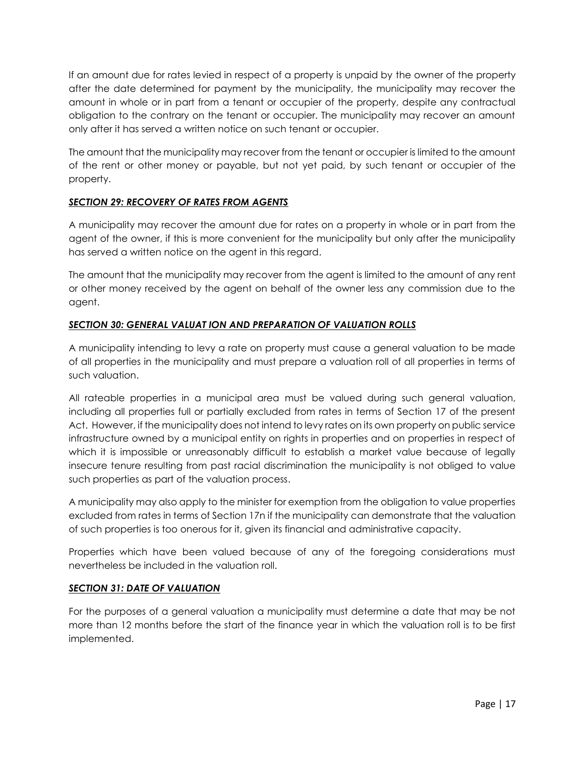If an amount due for rates levied in respect of a property is unpaid by the owner of the property after the date determined for payment by the municipality, the municipality may recover the amount in whole or in part from a tenant or occupier of the property, despite any contractual obligation to the contrary on the tenant or occupier. The municipality may recover an amount only after it has served a written notice on such tenant or occupier.

The amount that the municipality may recover from the tenant or occupier is limited to the amount of the rent or other money or payable, but not yet paid, by such tenant or occupier of the property.

***SECTION 29: RECOVERY OF RATES FROM AGENTS***

A municipality may recover the amount due for rates on a property in whole or in part from the agent of the owner, if this is more convenient for the municipality but only after the municipality has served a written notice on the agent in this regard.

The amount that the municipality may recover from the agent is limited to the amount of any rent or other money received by the agent on behalf of the owner less any commission due to the agent.

***SECTION 30: GENERAL VALUAT ION AND PREPARATION OF VALUATION ROLLS***

A municipality intending to levy a rate on property must cause a general valuation to be made of all properties in the municipality and must prepare a valuation roll of all properties in terms of such valuation.

All rateable properties in a municipal area must be valued during such general valuation, including all properties full or partially excluded from rates in terms of Section 17 of the present Act. However, if the municipality does not intend to levy rates on its own property on public service infrastructure owned by a municipal entity on rights in properties and on properties in respect of which it is impossible or unreasonably difficult to establish a market value because of legally insecure tenure resulting from past racial discrimination the municipality is not obliged to value such properties as part of the valuation process.

A municipality may also apply to the minister for exemption from the obligation to value properties excluded from rates in terms of Section 17n if the municipality can demonstrate that the valuation of such properties is too onerous for it, given its financial and administrative capacity.

Properties which have been valued because of any of the foregoing considerations must nevertheless be included in the valuation roll.

***SECTION 31: DATE OF VALUATION***

For the purposes of a general valuation a municipality must determine a date that may be not more than 12 months before the start of the finance year in which the valuation roll is to be first implemented.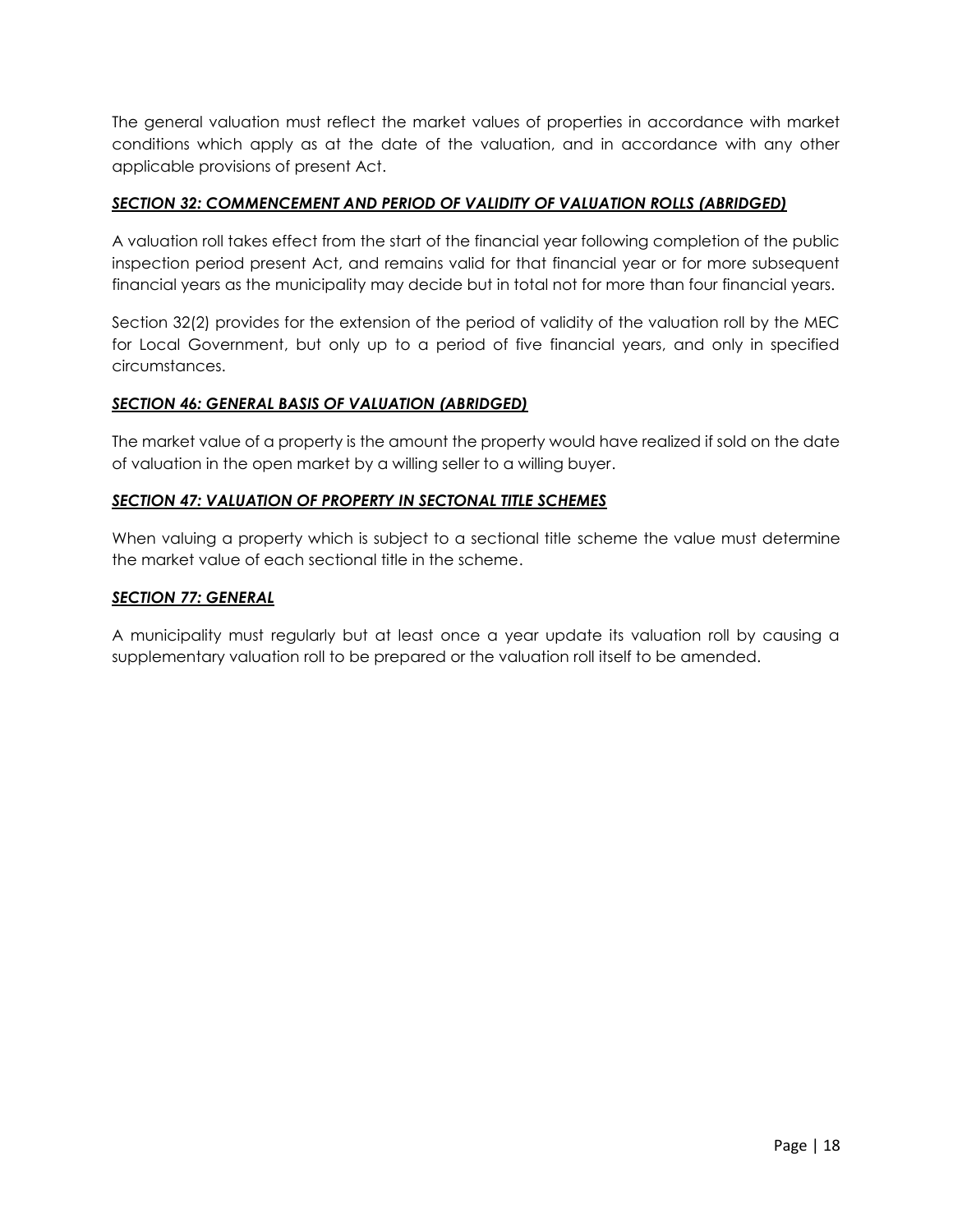The general valuation must reflect the market values of properties in accordance with market conditions which apply as at the date of the valuation, and in accordance with any other applicable provisions of present Act.

***SECTION 32: COMMENCEMENT AND PERIOD OF VALIDITY OF VALUATION ROLLS (ABRIDGED)***

A valuation roll takes effect from the start of the financial year following completion of the public inspection period present Act, and remains valid for that financial year or for more subsequent financial years as the municipality may decide but in total not for more than four financial years.

Section 32(2) provides for the extension of the period of validity of the valuation roll by the MEC for Local Government, but only up to a period of five financial years, and only in specified circumstances.

***SECTION 46: GENERAL BASIS OF VALUATION (ABRIDGED)***

The market value of a property is the amount the property would have realized if sold on the date of valuation in the open market by a willing seller to a willing buyer.

***SECTION 47: VALUATION OF PROPERTY IN SECTONAL TITLE SCHEMES***

When valuing a property which is subject to a sectional title scheme the value must determine the market value of each sectional title in the scheme.

***SECTION 77: GENERAL***

A municipality must regularly but at least once a year update its valuation roll by causing a supplementary valuation roll to be prepared or the valuation roll itself to be amended.